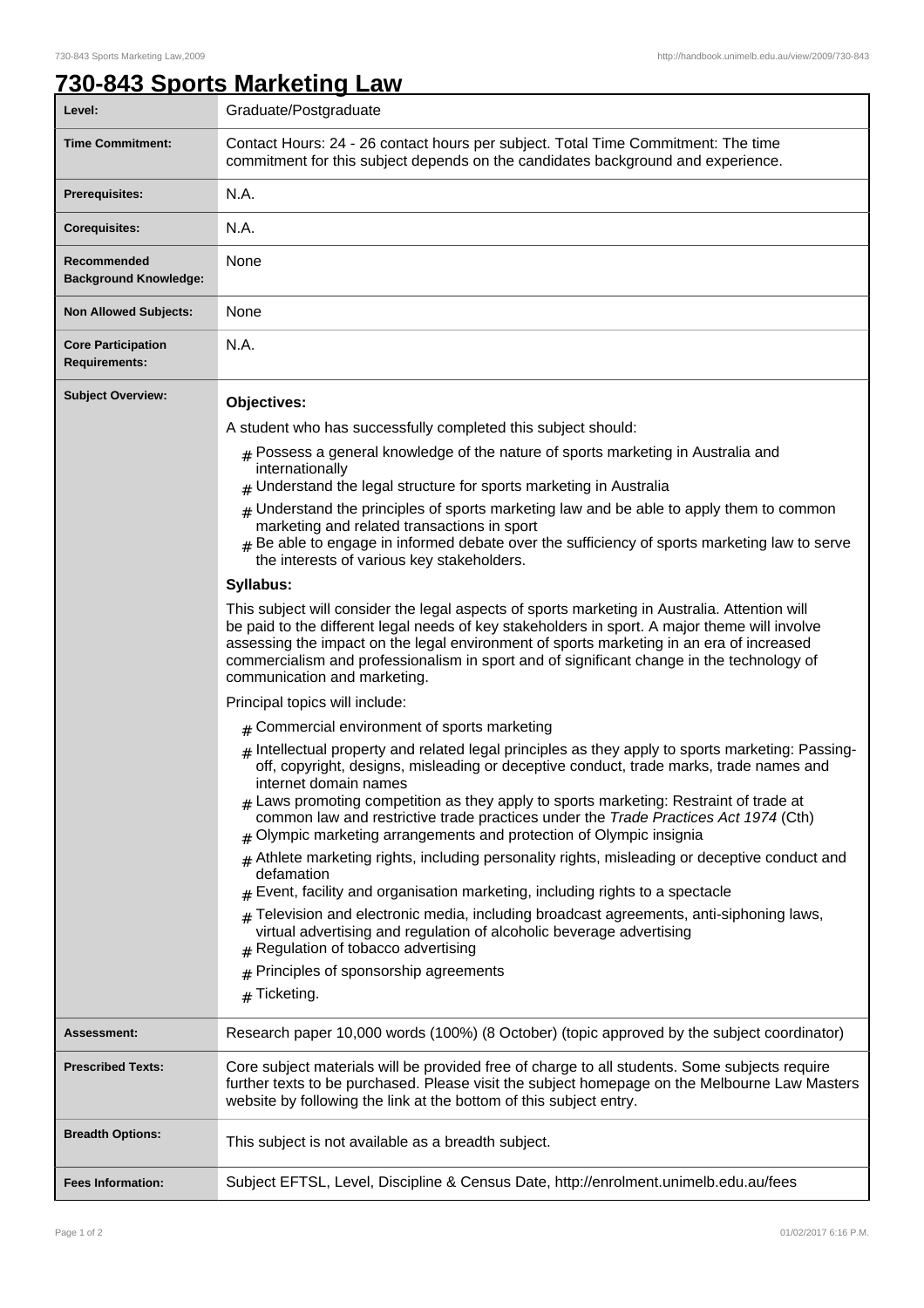# 730-843 Sports Marketing Law

| Level: | Graduate/Postgraduate |
|---|---|
| Time Commitment: | Contact Hours: 24 - 26 contact hours per subject. Total Time Commitment: The time commitment for this subject depends on the candidates background and experience. |
| Prerequisites: | N.A. |
| Corequisites: | N.A. |
| Recommended Background Knowledge: | None |
| Non Allowed Subjects: | None |
| Core Participation Requirements: | N.A. |
| Subject Overview: | **Objectives:**<br>A student who has successfully completed this subject should:<br># Possess a general knowledge of the nature of sports marketing in Australia and internationally<br># Understand the legal structure for sports marketing in Australia<br># Understand the principles of sports marketing law and be able to apply them to common marketing and related transactions in sport<br># Be able to engage in informed debate over the sufficiency of sports marketing law to serve the interests of various key stakeholders.<br>**Syllabus:**<br>This subject will consider the legal aspects of sports marketing in Australia. Attention will be paid to the different legal needs of key stakeholders in sport. A major theme will involve assessing the impact on the legal environment of sports marketing in an era of increased commercialism and professionalism in sport and of significant change in the technology of communication and marketing.<br>Principal topics will include:<br># Commercial environment of sports marketing<br># Intellectual property and related legal principles as they apply to sports marketing: Passing-off, copyright, designs, misleading or deceptive conduct, trade marks, trade names and internet domain names<br># Laws promoting competition as they apply to sports marketing: Restraint of trade at common law and restrictive trade practices under the *Trade Practices Act 1974* (Cth)<br># Olympic marketing arrangements and protection of Olympic insignia<br># Athlete marketing rights, including personality rights, misleading or deceptive conduct and defamation<br># Event, facility and organisation marketing, including rights to a spectacle<br># Television and electronic media, including broadcast agreements, anti-siphoning laws, virtual advertising and regulation of alcoholic beverage advertising<br># Regulation of tobacco advertising<br># Principles of sponsorship agreements<br># Ticketing. |
| Assessment: | Research paper 10,000 words (100%) (8 October) (topic approved by the subject coordinator) |
| Prescribed Texts: | Core subject materials will be provided free of charge to all students. Some subjects require further texts to be purchased. Please visit the subject homepage on the Melbourne Law Masters website by following the link at the bottom of this subject entry. |
| Breadth Options: | This subject is not available as a breadth subject. |
| Fees Information: | Subject EFTSL, Level, Discipline & Census Date, http://enrolment.unimelb.edu.au/fees |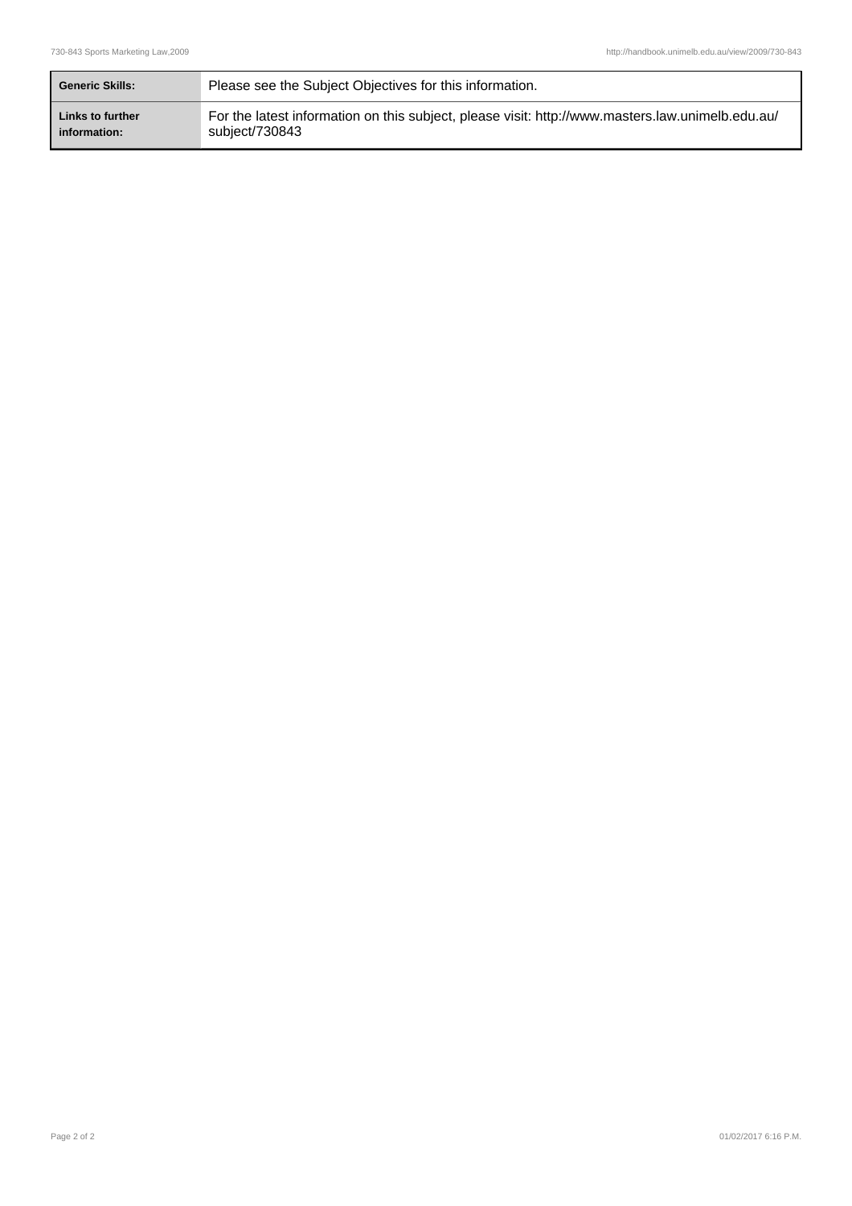| | |
|---|---|
| **Generic Skills:** | Please see the Subject Objectives for this information. |
| **Links to further information:** | For the latest information on this subject, please visit: http://www.masters.law.unimelb.edu.au/subject/730843 |